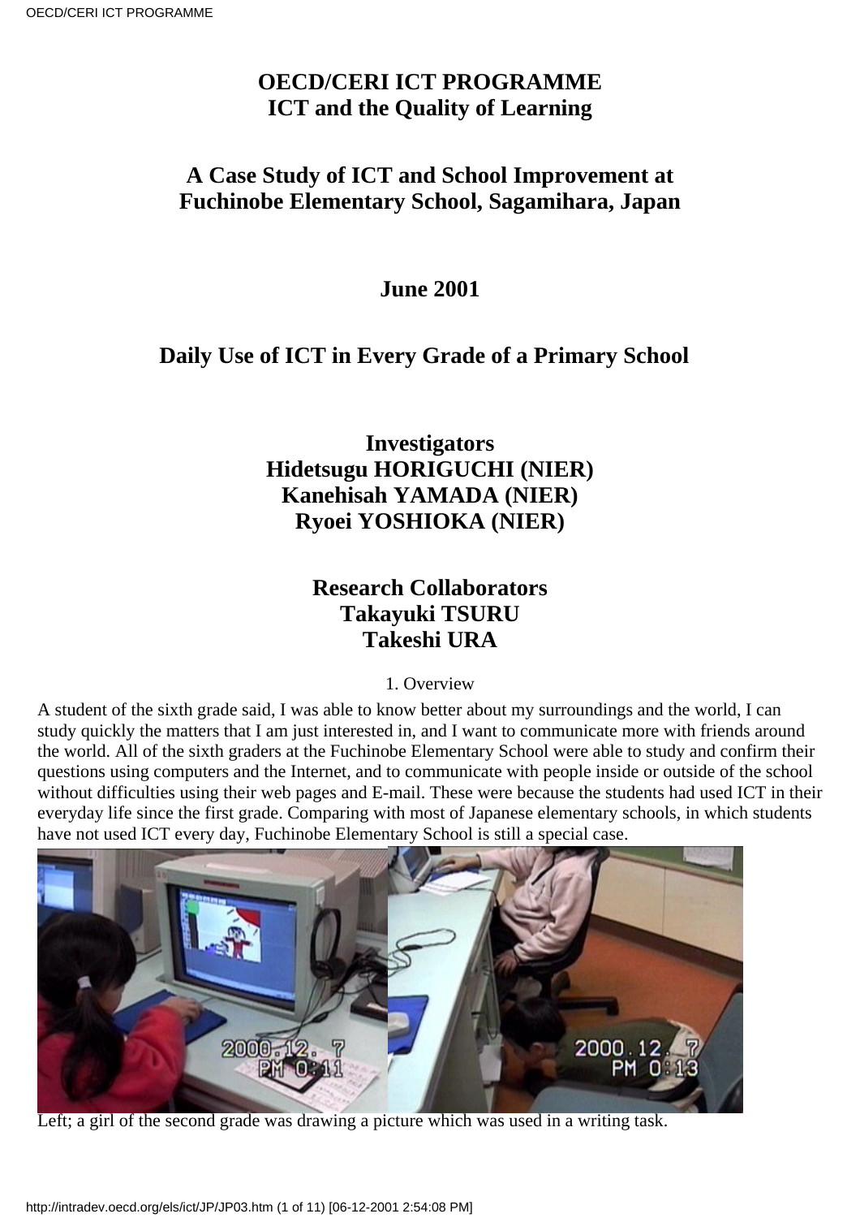# OECD/CERI ICT PROGRAMME
# ICT and the Quality of Learning

## A Case Study of ICT and School Improvement at Fuchinobe Elementary School, Sagamihara, Japan

**June 2001**

## Daily Use of ICT in Every Grade of a Primary School

**Investigators**
**Hidetsugu HORIGUCHI (NIER)**
**Kanehisah YAMADA (NIER)**
**Ryoei YOSHIOKA (NIER)**

**Research Collaborators**
**Takayuki TSURU**
**Takeshi URA**

1. Overview

A student of the sixth grade said, I was able to know better about my surroundings and the world, I can study quickly the matters that I am just interested in, and I want to communicate more with friends around the world. All of the sixth graders at the Fuchinobe Elementary School were able to study and confirm their questions using computers and the Internet, and to communicate with people inside or outside of the school without difficulties using their web pages and E-mail. These were because the students had used ICT in their everyday life since the first grade. Comparing with most of Japanese elementary schools, in which students have not used ICT every day, Fuchinobe Elementary School is still a special case.

Left; a girl of the second grade was drawing a picture which was used in a writing task.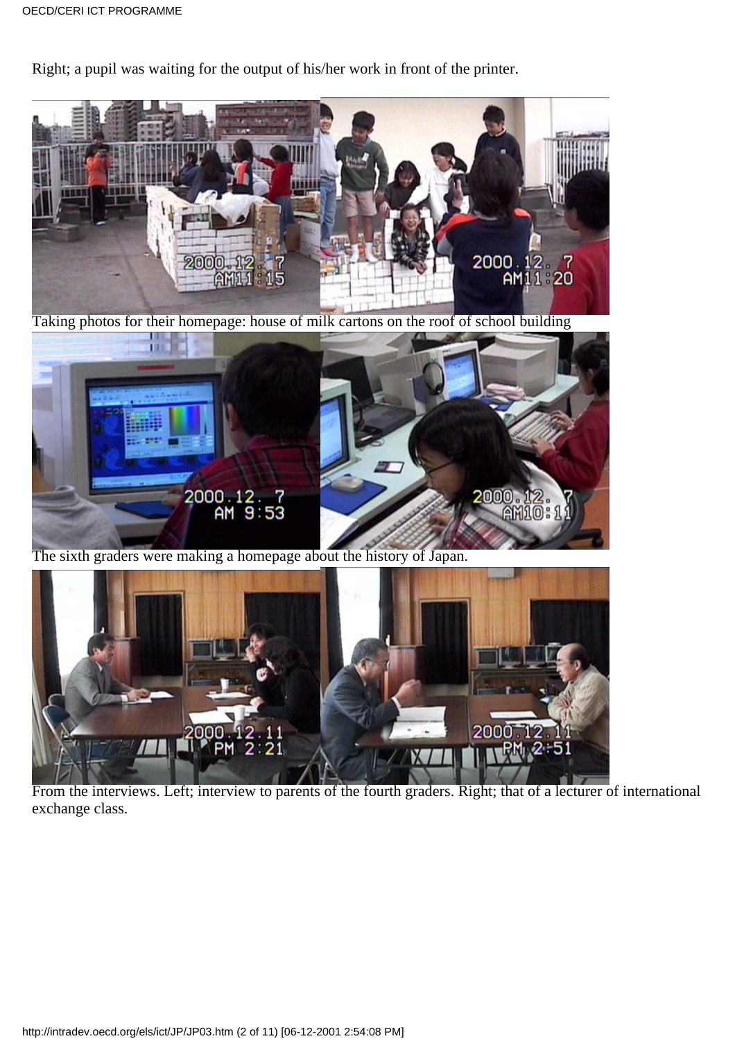Right; a pupil was waiting for the output of his/her work in front of the printer.

Taking photos for their homepage: house of milk cartons on the roof of school building

The sixth graders were making a homepage about the history of Japan.

From the interviews. Left; interview to parents of the fourth graders. Right; that of a lecturer of international exchange class.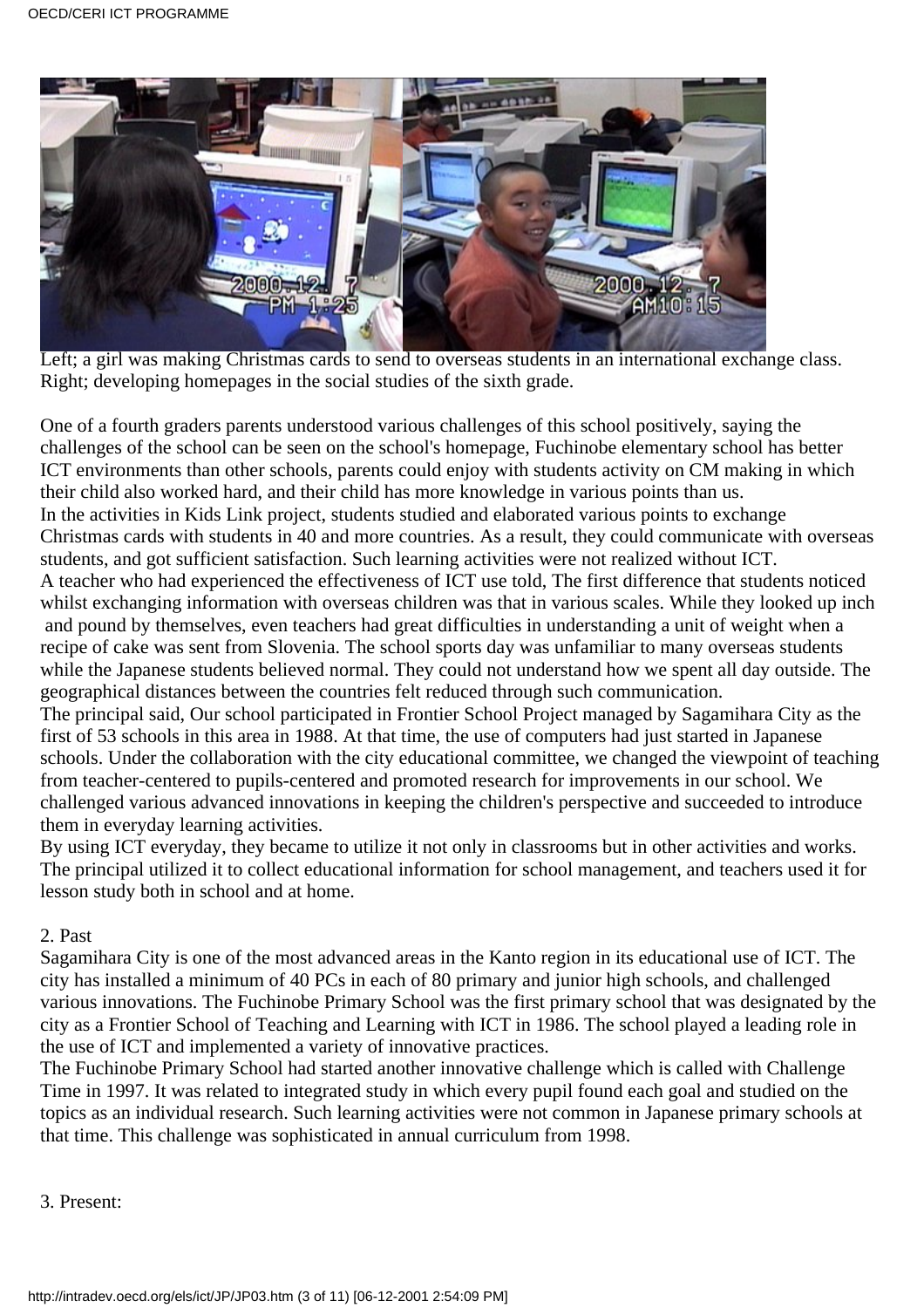Left; a girl was making Christmas cards to send to overseas students in an international exchange class. Right; developing homepages in the social studies of the sixth grade.

One of a fourth graders parents understood various challenges of this school positively, saying the challenges of the school can be seen on the school's homepage, Fuchinobe elementary school has better ICT environments than other schools, parents could enjoy with students activity on CM making in which their child also worked hard, and their child has more knowledge in various points than us.

In the activities in Kids Link project, students studied and elaborated various points to exchange Christmas cards with students in 40 and more countries. As a result, they could communicate with overseas students, and got sufficient satisfaction. Such learning activities were not realized without ICT.

A teacher who had experienced the effectiveness of ICT use told, The first difference that students noticed whilst exchanging information with overseas children was that in various scales. While they looked up inch and pound by themselves, even teachers had great difficulties in understanding a unit of weight when a recipe of cake was sent from Slovenia. The school sports day was unfamiliar to many overseas students while the Japanese students believed normal. They could not understand how we spent all day outside. The geographical distances between the countries felt reduced through such communication.

The principal said, Our school participated in Frontier School Project managed by Sagamihara City as the first of 53 schools in this area in 1988. At that time, the use of computers had just started in Japanese schools. Under the collaboration with the city educational committee, we changed the viewpoint of teaching from teacher-centered to pupils-centered and promoted research for improvements in our school. We challenged various advanced innovations in keeping the children's perspective and succeeded to introduce them in everyday learning activities.

By using ICT everyday, they became to utilize it not only in classrooms but in other activities and works. The principal utilized it to collect educational information for school management, and teachers used it for lesson study both in school and at home.

## 2. Past

Sagamihara City is one of the most advanced areas in the Kanto region in its educational use of ICT. The city has installed a minimum of 40 PCs in each of 80 primary and junior high schools, and challenged various innovations. The Fuchinobe Primary School was the first primary school that was designated by the city as a Frontier School of Teaching and Learning with ICT in 1986. The school played a leading role in the use of ICT and implemented a variety of innovative practices.

The Fuchinobe Primary School had started another innovative challenge which is called with Challenge Time in 1997. It was related to integrated study in which every pupil found each goal and studied on the topics as an individual research. Such learning activities were not common in Japanese primary schools at that time. This challenge was sophisticated in annual curriculum from 1998.

## 3. Present: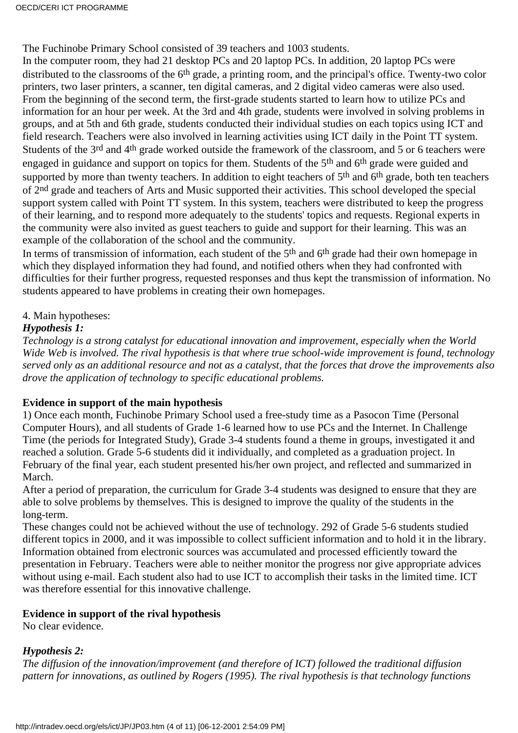The Fuchinobe Primary School consisted of 39 teachers and 1003 students.

In the computer room, they had 21 desktop PCs and 20 laptop PCs. In addition, 20 laptop PCs were distributed to the classrooms of the 6th grade, a printing room, and the principal's office. Twenty-two color printers, two laser printers, a scanner, ten digital cameras, and 2 digital video cameras were also used. From the beginning of the second term, the first-grade students started to learn how to utilize PCs and information for an hour per week. At the 3rd and 4th grade, students were involved in solving problems in groups, and at 5th and 6th grade, students conducted their individual studies on each topics using ICT and field research. Teachers were also involved in learning activities using ICT daily in the Point TT system. Students of the 3rd and 4th grade worked outside the framework of the classroom, and 5 or 6 teachers were engaged in guidance and support on topics for them. Students of the 5th and 6th grade were guided and supported by more than twenty teachers. In addition to eight teachers of 5th and 6th grade, both ten teachers of 2nd grade and teachers of Arts and Music supported their activities. This school developed the special support system called with Point TT system. In this system, teachers were distributed to keep the progress of their learning, and to respond more adequately to the students' topics and requests. Regional experts in the community were also invited as guest teachers to guide and support for their learning. This was an example of the collaboration of the school and the community.

In terms of transmission of information, each student of the 5th and 6th grade had their own homepage in which they displayed information they had found, and notified others when they had confronted with difficulties for their further progress, requested responses and thus kept the transmission of information. No students appeared to have problems in creating their own homepages.

4. Main hypotheses:

***Hypothesis 1:***

*Technology is a strong catalyst for educational innovation and improvement, especially when the World Wide Web is involved. The rival hypothesis is that where true school-wide improvement is found, technology served only as an additional resource and not as a catalyst, that the forces that drove the improvements also drove the application of technology to specific educational problems.*

**Evidence in support of the main hypothesis**

1) Once each month, Fuchinobe Primary School used a free-study time as a Pasocon Time (Personal Computer Hours), and all students of Grade 1-6 learned how to use PCs and the Internet. In Challenge Time (the periods for Integrated Study), Grade 3-4 students found a theme in groups, investigated it and reached a solution. Grade 5-6 students did it individually, and completed as a graduation project. In February of the final year, each student presented his/her own project, and reflected and summarized in March.

After a period of preparation, the curriculum for Grade 3-4 students was designed to ensure that they are able to solve problems by themselves. This is designed to improve the quality of the students in the long-term.

These changes could not be achieved without the use of technology. 292 of Grade 5-6 students studied different topics in 2000, and it was impossible to collect sufficient information and to hold it in the library. Information obtained from electronic sources was accumulated and processed efficiently toward the presentation in February. Teachers were able to neither monitor the progress nor give appropriate advices without using e-mail. Each student also had to use ICT to accomplish their tasks in the limited time. ICT was therefore essential for this innovative challenge.

**Evidence in support of the rival hypothesis**

No clear evidence.

***Hypothesis 2:***

*The diffusion of the innovation/improvement (and therefore of ICT) followed the traditional diffusion pattern for innovations, as outlined by Rogers (1995). The rival hypothesis is that technology functions*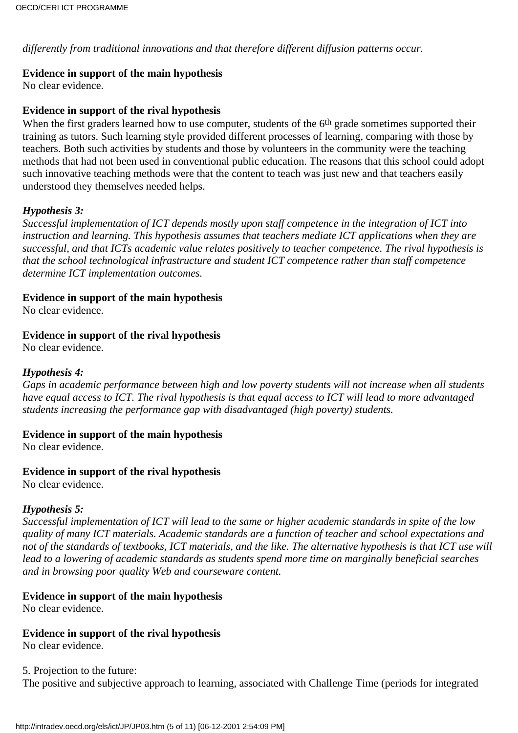*differently from traditional innovations and that therefore different diffusion patterns occur.*

**Evidence in support of the main hypothesis**
No clear evidence.

**Evidence in support of the rival hypothesis**
When the first graders learned how to use computer, students of the 6th grade sometimes supported their training as tutors. Such learning style provided different processes of learning, comparing with those by teachers. Both such activities by students and those by volunteers in the community were the teaching methods that had not been used in conventional public education. The reasons that this school could adopt such innovative teaching methods were that the content to teach was just new and that teachers easily understood they themselves needed helps.

***Hypothesis 3:***
*Successful implementation of ICT depends mostly upon staff competence in the integration of ICT into instruction and learning. This hypothesis assumes that teachers mediate ICT applications when they are successful, and that ICTs academic value relates positively to teacher competence. The rival hypothesis is that the school technological infrastructure and student ICT competence rather than staff competence determine ICT implementation outcomes.*

**Evidence in support of the main hypothesis**
No clear evidence.

**Evidence in support of the rival hypothesis**
No clear evidence.

***Hypothesis 4:***
*Gaps in academic performance between high and low poverty students will not increase when all students have equal access to ICT. The rival hypothesis is that equal access to ICT will lead to more advantaged students increasing the performance gap with disadvantaged (high poverty) students.*

**Evidence in support of the main hypothesis**
No clear evidence.

**Evidence in support of the rival hypothesis**
No clear evidence.

***Hypothesis 5:***
*Successful implementation of ICT will lead to the same or higher academic standards in spite of the low quality of many ICT materials. Academic standards are a function of teacher and school expectations and not of the standards of textbooks, ICT materials, and the like. The alternative hypothesis is that ICT use will lead to a lowering of academic standards as students spend more time on marginally beneficial searches and in browsing poor quality Web and courseware content.*

**Evidence in support of the main hypothesis**
No clear evidence.

**Evidence in support of the rival hypothesis**
No clear evidence.

5. Projection to the future:
The positive and subjective approach to learning, associated with Challenge Time (periods for integrated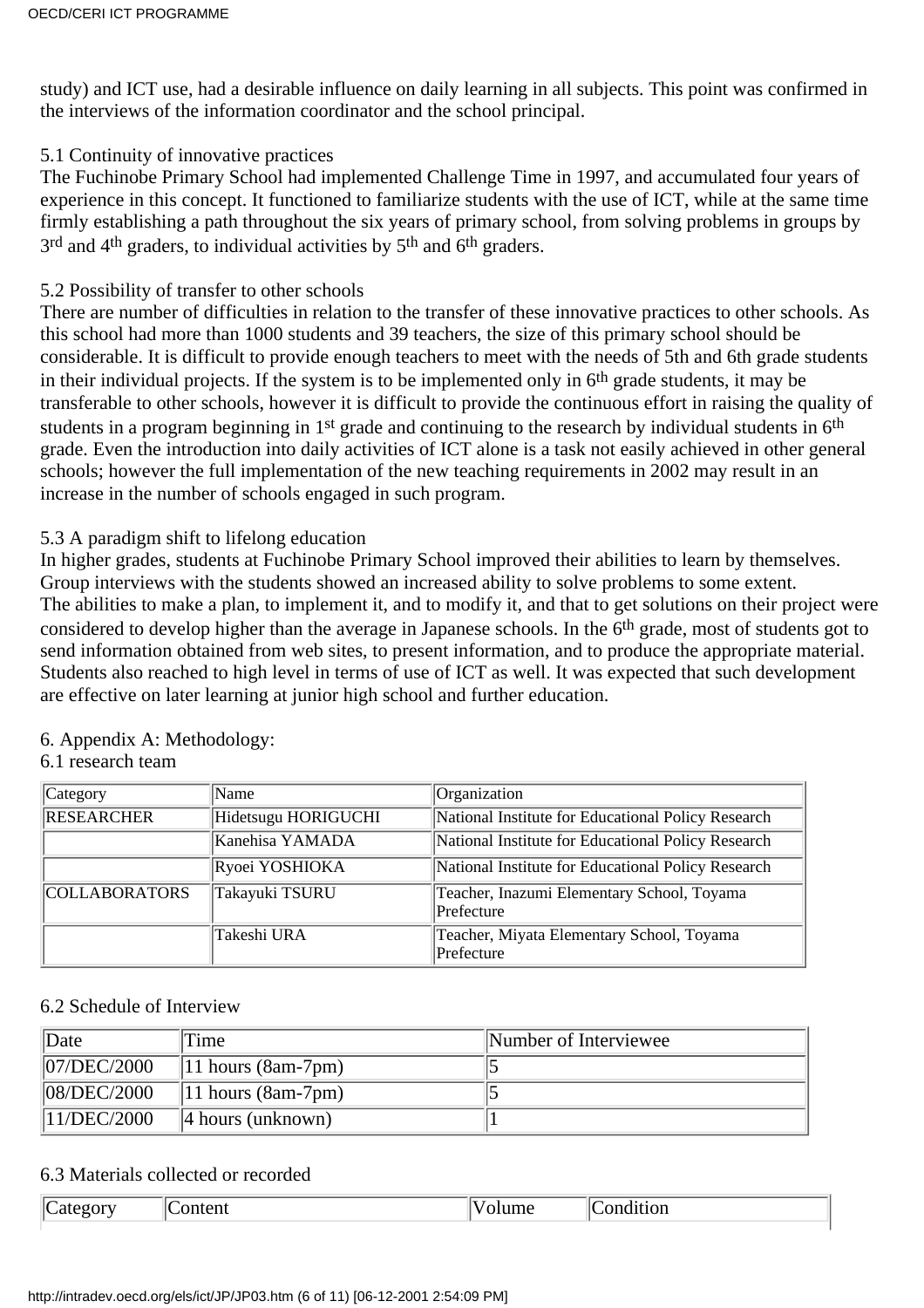study) and ICT use, had a desirable influence on daily learning in all subjects. This point was confirmed in the interviews of the information coordinator and the school principal.

### 5.1 Continuity of innovative practices

The Fuchinobe Primary School had implemented Challenge Time in 1997, and accumulated four years of experience in this concept. It functioned to familiarize students with the use of ICT, while at the same time firmly establishing a path throughout the six years of primary school, from solving problems in groups by 3rd and 4th graders, to individual activities by 5th and 6th graders.

### 5.2 Possibility of transfer to other schools

There are number of difficulties in relation to the transfer of these innovative practices to other schools. As this school had more than 1000 students and 39 teachers, the size of this primary school should be considerable. It is difficult to provide enough teachers to meet with the needs of 5th and 6th grade students in their individual projects. If the system is to be implemented only in 6th grade students, it may be transferable to other schools, however it is difficult to provide the continuous effort in raising the quality of students in a program beginning in 1st grade and continuing to the research by individual students in 6th grade. Even the introduction into daily activities of ICT alone is a task not easily achieved in other general schools; however the full implementation of the new teaching requirements in 2002 may result in an increase in the number of schools engaged in such program.

### 5.3 A paradigm shift to lifelong education

In higher grades, students at Fuchinobe Primary School improved their abilities to learn by themselves. Group interviews with the students showed an increased ability to solve problems to some extent.
The abilities to make a plan, to implement it, and to modify it, and that to get solutions on their project were considered to develop higher than the average in Japanese schools. In the 6th grade, most of students got to send information obtained from web sites, to present information, and to produce the appropriate material. Students also reached to high level in terms of use of ICT as well. It was expected that such development are effective on later learning at junior high school and further education.

## 6. Appendix A: Methodology:

### 6.1 research team

| Category | Name | Organization |
|---|---|---|
| RESEARCHER | Hidetsugu HORIGUCHI | National Institute for Educational Policy Research |
| | Kanehisa YAMADA | National Institute for Educational Policy Research |
| | Ryoei YOSHIOKA | National Institute for Educational Policy Research |
| COLLABORATORS | Takayuki TSURU | Teacher, Inazumi Elementary School, Toyama Prefecture |
| | Takeshi URA | Teacher, Miyata Elementary School, Toyama Prefecture |

### 6.2 Schedule of Interview

| Date | Time | Number of Interviewee |
|---|---|---|
| 07/DEC/2000 | 11 hours (8am-7pm) | 5 |
| 08/DEC/2000 | 11 hours (8am-7pm) | 5 |
| 11/DEC/2000 | 4 hours (unknown) | 1 |

### 6.3 Materials collected or recorded

| Category | Content | Volume | Condition |
|---|---|---|---|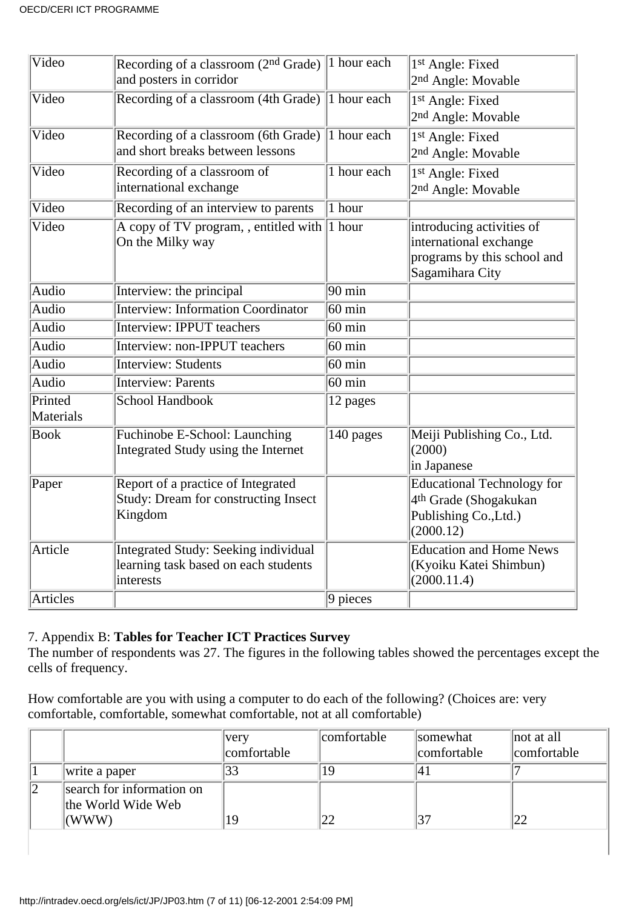| Video | Recording of a classroom (2nd Grade) and posters in corridor | 1 hour each | 1st Angle: Fixed<br>2nd Angle: Movable |
|---|---|---|---|
| Video | Recording of a classroom (4th Grade) | 1 hour each | 1st Angle: Fixed<br>2nd Angle: Movable |
| Video | Recording of a classroom (6th Grade) and short breaks between lessons | 1 hour each | 1st Angle: Fixed<br>2nd Angle: Movable |
| Video | Recording of a classroom of international exchange | 1 hour each | 1st Angle: Fixed<br>2nd Angle: Movable |
| Video | Recording of an interview to parents | 1 hour | |
| Video | A copy of TV program, , entitled with On the Milky way | 1 hour | introducing activities of international exchange programs by this school and Sagamihara City |
| Audio | Interview: the principal | 90 min | |
| Audio | Interview: Information Coordinator | 60 min | |
| Audio | Interview: IPPUT teachers | 60 min | |
| Audio | Interview: non-IPPUT teachers | 60 min | |
| Audio | Interview: Students | 60 min | |
| Audio | Interview: Parents | 60 min | |
| Printed Materials | School Handbook | 12 pages | |
| Book | Fuchinobe E-School: Launching Integrated Study using the Internet | 140 pages | Meiji Publishing Co., Ltd. (2000)<br>in Japanese |
| Paper | Report of a practice of Integrated Study: Dream for constructing Insect Kingdom | | Educational Technology for 4th Grade (Shogakukan Publishing Co.,Ltd.) (2000.12) |
| Article | Integrated Study: Seeking individual learning task based on each students interests | | Education and Home News (Kyoiku Katei Shimbun) (2000.11.4) |
| Articles | | 9 pieces | |

7. Appendix B: **Tables for Teacher ICT Practices Survey**

The number of respondents was 27. The figures in the following tables showed the percentages except the cells of frequency.

How comfortable are you with using a computer to do each of the following? (Choices are: very comfortable, comfortable, somewhat comfortable, not at all comfortable)

| | | very comfortable | comfortable | somewhat comfortable | not at all comfortable |
|---|---|---|---|---|---|
| 1 | write a paper | 33 | 19 | 41 | 7 |
| 2 | search for information on the World Wide Web (WWW) | 19 | 22 | 37 | 22 |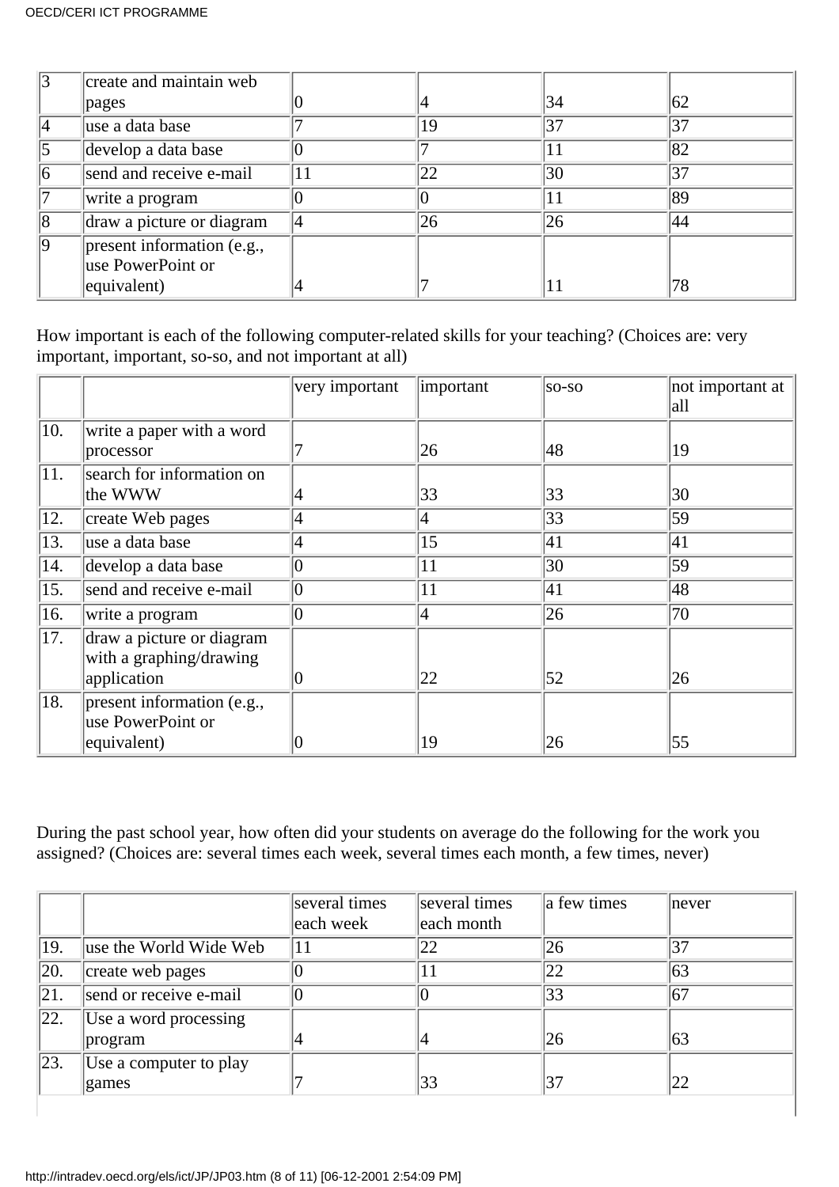| | | | | | |
|---|---|---|---|---|---|
| 3 | create and maintain web pages | 0 | 4 | 34 | 62 |
| 4 | use a data base | 7 | 19 | 37 | 37 |
| 5 | develop a data base | 0 | 7 | 11 | 82 |
| 6 | send and receive e-mail | 11 | 22 | 30 | 37 |
| 7 | write a program | 0 | 0 | 11 | 89 |
| 8 | draw a picture or diagram | 4 | 26 | 26 | 44 |
| 9 | present information (e.g., use PowerPoint or equivalent) | 4 | 7 | 11 | 78 |

How important is each of the following computer-related skills for your teaching? (Choices are: very important, important, so-so, and not important at all)

| | | very important | important | so-so | not important at all |
|---|---|---|---|---|---|
| 10. | write a paper with a word processor | 7 | 26 | 48 | 19 |
| 11. | search for information on the WWW | 4 | 33 | 33 | 30 |
| 12. | create Web pages | 4 | 4 | 33 | 59 |
| 13. | use a data base | 4 | 15 | 41 | 41 |
| 14. | develop a data base | 0 | 11 | 30 | 59 |
| 15. | send and receive e-mail | 0 | 11 | 41 | 48 |
| 16. | write a program | 0 | 4 | 26 | 70 |
| 17. | draw a picture or diagram with a graphing/drawing application | 0 | 22 | 52 | 26 |
| 18. | present information (e.g., use PowerPoint or equivalent) | 0 | 19 | 26 | 55 |

During the past school year, how often did your students on average do the following for the work you assigned? (Choices are: several times each week, several times each month, a few times, never)

| | | several times each week | several times each month | a few times | never |
|---|---|---|---|---|---|
| 19. | use the World Wide Web | 11 | 22 | 26 | 37 |
| 20. | create web pages | 0 | 11 | 22 | 63 |
| 21. | send or receive e-mail | 0 | 0 | 33 | 67 |
| 22. | Use a word processing program | 4 | 4 | 26 | 63 |
| 23. | Use a computer to play games | 7 | 33 | 37 | 22 |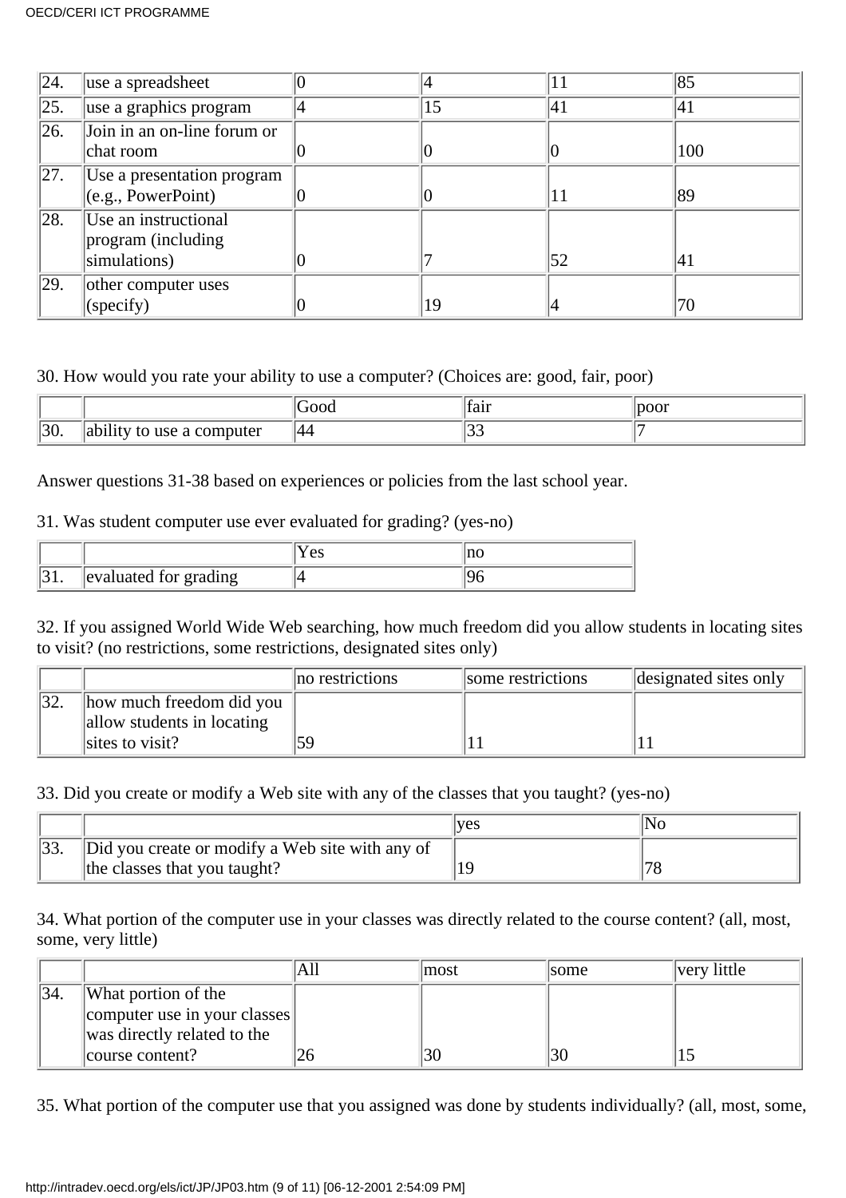| | | | | | |
|---|---|---|---|---|---|
| 24. | use a spreadsheet | 0 | 4 | 11 | 85 |
| 25. | use a graphics program | 4 | 15 | 41 | 41 |
| 26. | Join in an on-line forum or chat room | 0 | 0 | 0 | 100 |
| 27. | Use a presentation program (e.g., PowerPoint) | 0 | 0 | 11 | 89 |
| 28. | Use an instructional program (including simulations) | 0 | 7 | 52 | 41 |
| 29. | other computer uses (specify) | 0 | 19 | 4 | 70 |

30. How would you rate your ability to use a computer? (Choices are: good, fair, poor)

| | | Good | fair | poor |
|---|---|---|---|---|
| 30. | ability to use a computer | 44 | 33 | 7 |

Answer questions 31-38 based on experiences or policies from the last school year.

31. Was student computer use ever evaluated for grading? (yes-no)

| | | Yes | no |
|---|---|---|---|
| 31. | evaluated for grading | 4 | 96 |

32. If you assigned World Wide Web searching, how much freedom did you allow students in locating sites to visit? (no restrictions, some restrictions, designated sites only)

| | | no restrictions | some restrictions | designated sites only |
|---|---|---|---|---|
| 32. | how much freedom did you allow students in locating sites to visit? | 59 | 11 | 11 |

33. Did you create or modify a Web site with any of the classes that you taught? (yes-no)

| | | yes | No |
|---|---|---|---|
| 33. | Did you create or modify a Web site with any of the classes that you taught? | 19 | 78 |

34. What portion of the computer use in your classes was directly related to the course content? (all, most, some, very little)

| | | All | most | some | very little |
|---|---|---|---|---|---|
| 34. | What portion of the computer use in your classes was directly related to the course content? | 26 | 30 | 30 | 15 |

35. What portion of the computer use that you assigned was done by students individually? (all, most, some,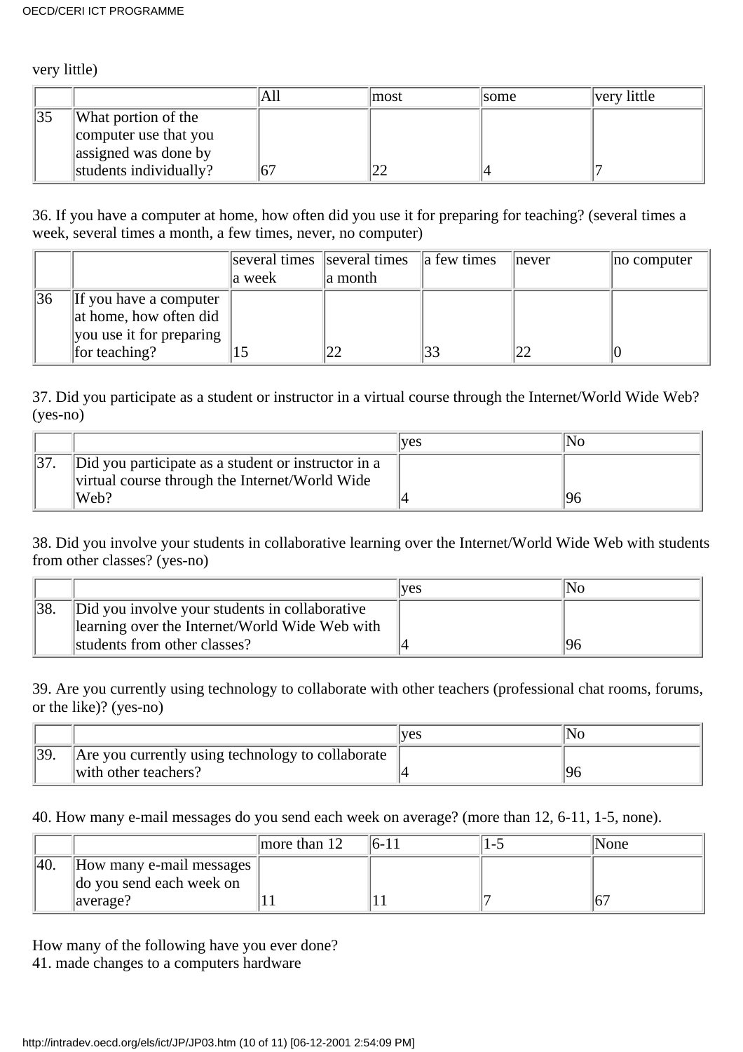very little)

| | | All | most | some | very little |
|---|---|---|---|---|---|
| 35 | What portion of the computer use that you assigned was done by students individually? | 67 | 22 | 4 | 7 |

36. If you have a computer at home, how often did you use it for preparing for teaching? (several times a week, several times a month, a few times, never, no computer)

| | | several times a week | several times a month | a few times | never | no computer |
|---|---|---|---|---|---|---|
| 36 | If you have a computer at home, how often did you use it for preparing for teaching? | 15 | 22 | 33 | 22 | 0 |

37. Did you participate as a student or instructor in a virtual course through the Internet/World Wide Web? (yes-no)

| | | yes | No |
|---|---|---|---|
| 37. | Did you participate as a student or instructor in a virtual course through the Internet/World Wide Web? | 4 | 96 |

38. Did you involve your students in collaborative learning over the Internet/World Wide Web with students from other classes? (yes-no)

| | | yes | No |
|---|---|---|---|
| 38. | Did you involve your students in collaborative learning over the Internet/World Wide Web with students from other classes? | 4 | 96 |

39. Are you currently using technology to collaborate with other teachers (professional chat rooms, forums, or the like)? (yes-no)

| | | yes | No |
|---|---|---|---|
| 39. | Are you currently using technology to collaborate with other teachers? | 4 | 96 |

40. How many e-mail messages do you send each week on average? (more than 12, 6-11, 1-5, none).

| | | more than 12 | 6-11 | 1-5 | None |
|---|---|---|---|---|---|
| 40. | How many e-mail messages do you send each week on average? | 11 | 11 | 7 | 67 |

How many of the following have you ever done?

41. made changes to a computers hardware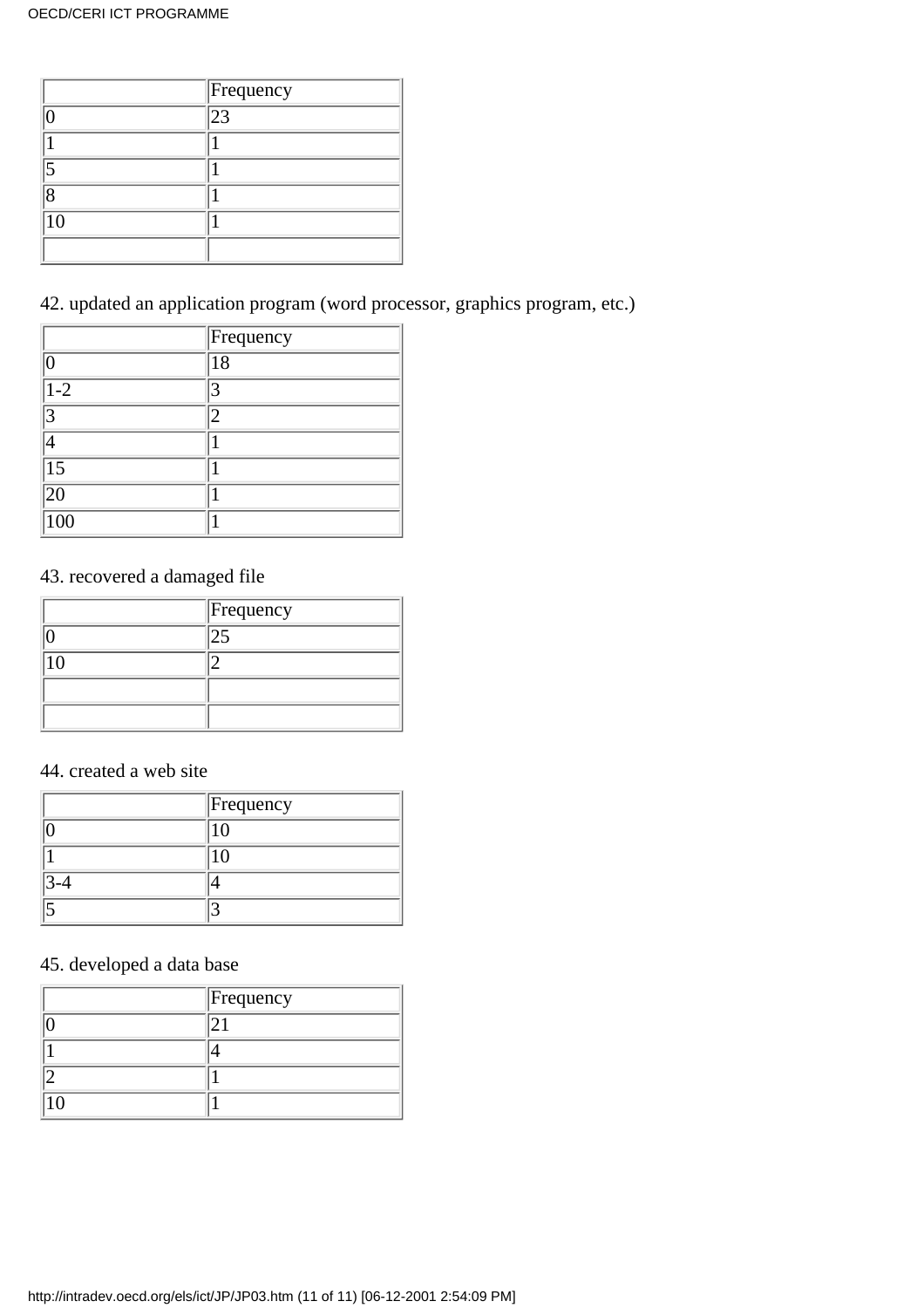| | Frequency |
|---|---|
| 0 | 23 |
| 1 | 1 |
| 5 | 1 |
| 8 | 1 |
| 10 | 1 |
| | |

42. updated an application program (word processor, graphics program, etc.)

| | Frequency |
|---|---|
| 0 | 18 |
| 1-2 | 3 |
| 3 | 2 |
| 4 | 1 |
| 15 | 1 |
| 20 | 1 |
| 100 | 1 |

43. recovered a damaged file

| | Frequency |
|---|---|
| 0 | 25 |
| 10 | 2 |
| | |
| | |

44. created a web site

| | Frequency |
|---|---|
| 0 | 10 |
| 1 | 10 |
| 3-4 | 4 |
| 5 | 3 |

45. developed a data base

| | Frequency |
|---|---|
| 0 | 21 |
| 1 | 4 |
| 2 | 1 |
| 10 | 1 |